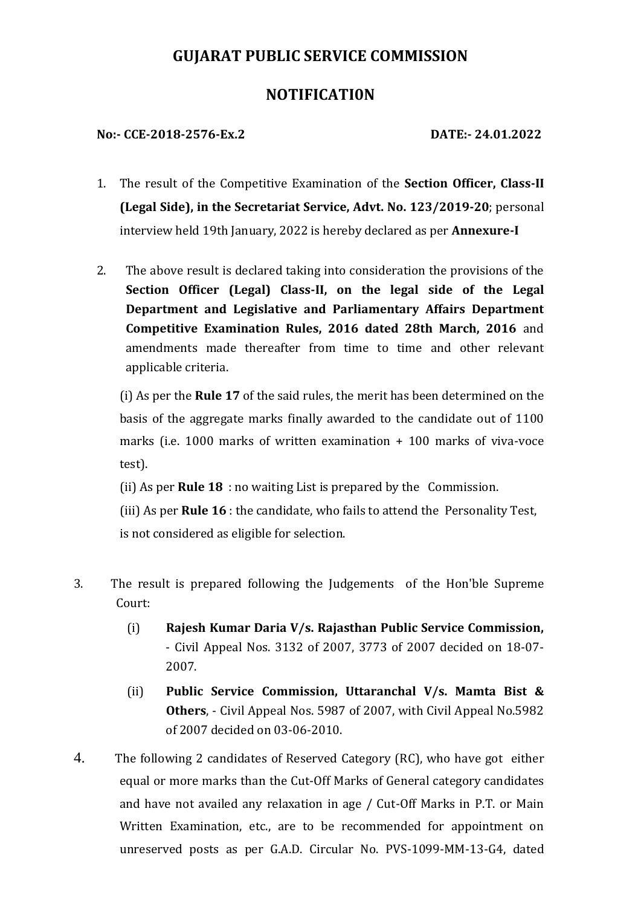# GUJARAT PUBLIC SERVICE COMMISSION

## NOTIFICATI0N

**No:- CCE-2018-2576-Ex.2** **DATE:- 24.01.2022**

1. The result of the Competitive Examination of the **Section Officer, Class-II (Legal Side), in the Secretariat Service, Advt. No. 123/2019-20**; personal interview held 19th January, 2022 is hereby declared as per **Annexure-I**

2. The above result is declared taking into consideration the provisions of the **Section Officer (Legal) Class-II, on the legal side of the Legal Department and Legislative and Parliamentary Affairs Department Competitive Examination Rules, 2016 dated 28th March, 2016** and amendments made thereafter from time to time and other relevant applicable criteria.

   (i) As per the **Rule 17** of the said rules, the merit has been determined on the basis of the aggregate marks finally awarded to the candidate out of 1100 marks (i.e. 1000 marks of written examination + 100 marks of viva-voce test).

   (ii) As per **Rule 18** : no waiting List is prepared by the Commission.

   (iii) As per **Rule 16** : the candidate, who fails to attend the Personality Test, is not considered as eligible for selection.

3. The result is prepared following the Judgements of the Hon'ble Supreme Court:

   (i) **Rajesh Kumar Daria V/s. Rajasthan Public Service Commission,** - Civil Appeal Nos. 3132 of 2007, 3773 of 2007 decided on 18-07-2007.

   (ii) **Public Service Commission, Uttaranchal V/s. Mamta Bist & Others**, - Civil Appeal Nos. 5987 of 2007, with Civil Appeal No.5982 of 2007 decided on 03-06-2010.

4. The following 2 candidates of Reserved Category (RC), who have got either equal or more marks than the Cut-Off Marks of General category candidates and have not availed any relaxation in age / Cut-Off Marks in P.T. or Main Written Examination, etc., are to be recommended for appointment on unreserved posts as per G.A.D. Circular No. PVS-1099-MM-13-G4, dated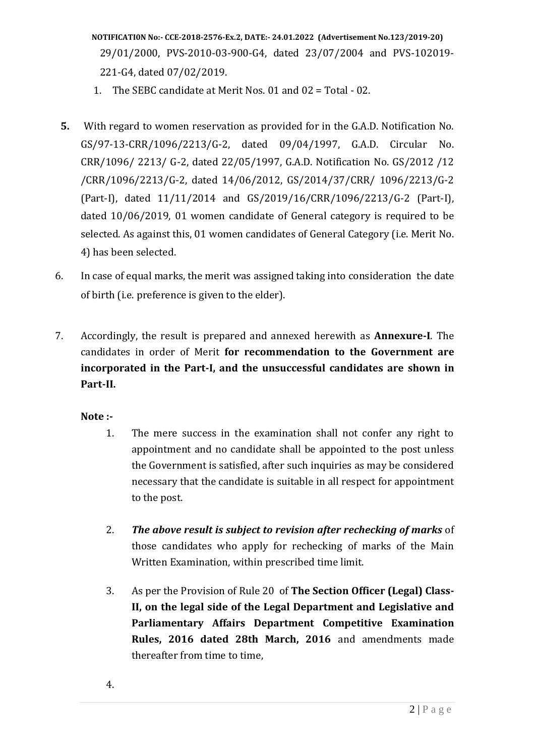29/01/2000, PVS-2010-03-900-G4, dated 23/07/2004 and PVS-102019-221-G4, dated 07/02/2019.

1. The SEBC candidate at Merit Nos. 01 and 02 = Total - 02.

**5.** With regard to women reservation as provided for in the G.A.D. Notification No. GS/97-13-CRR/1096/2213/G-2, dated 09/04/1997, G.A.D. Circular No. CRR/1096/ 2213/ G-2, dated 22/05/1997, G.A.D. Notification No. GS/2012 /12 /CRR/1096/2213/G-2, dated 14/06/2012, GS/2014/37/CRR/ 1096/2213/G-2 (Part-I), dated 11/11/2014 and GS/2019/16/CRR/1096/2213/G-2 (Part-I), dated 10/06/2019, 01 women candidate of General category is required to be selected. As against this, 01 women candidates of General Category (i.e. Merit No. 4) has been selected.

6. In case of equal marks, the merit was assigned taking into consideration the date of birth (i.e. preference is given to the elder).

7. Accordingly, the result is prepared and annexed herewith as **Annexure-I**. The candidates in order of Merit **for recommendation to the Government are incorporated in the Part-I, and the unsuccessful candidates are shown in Part-II.**

**Note :-**

1. The mere success in the examination shall not confer any right to appointment and no candidate shall be appointed to the post unless the Government is satisfied, after such inquiries as may be considered necessary that the candidate is suitable in all respect for appointment to the post.

2. ***The above result is subject to revision after rechecking of marks*** of those candidates who apply for rechecking of marks of the Main Written Examination, within prescribed time limit.

3. As per the Provision of Rule 20 of **The Section Officer (Legal) Class-II, on the legal side of the Legal Department and Legislative and Parliamentary Affairs Department Competitive Examination Rules, 2016 dated 28th March, 2016** and amendments made thereafter from time to time,

4.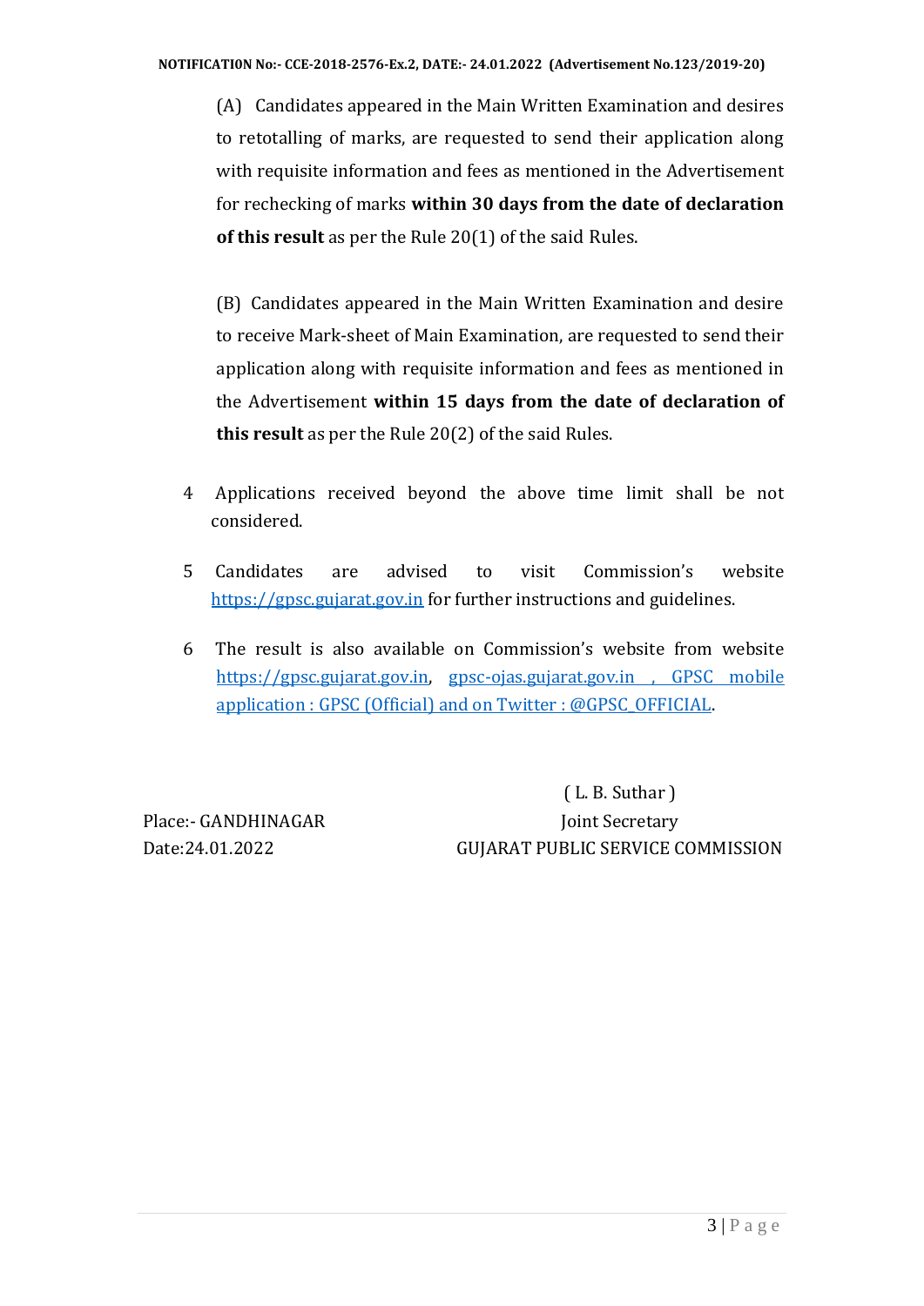(A) Candidates appeared in the Main Written Examination and desires to retotalling of marks, are requested to send their application along with requisite information and fees as mentioned in the Advertisement for rechecking of marks **within 30 days from the date of declaration of this result** as per the Rule 20(1) of the said Rules.

(B) Candidates appeared in the Main Written Examination and desire to receive Mark-sheet of Main Examination, are requested to send their application along with requisite information and fees as mentioned in the Advertisement **within 15 days from the date of declaration of this result** as per the Rule 20(2) of the said Rules.

4 Applications received beyond the above time limit shall be not considered.

5 Candidates are advised to visit Commission's website https://gpsc.gujarat.gov.in for further instructions and guidelines.

6 The result is also available on Commission's website from website https://gpsc.gujarat.gov.in, gpsc-ojas.gujarat.gov.in , GPSC mobile application : GPSC (Official) and on Twitter : @GPSC_OFFICIAL.

( L. B. Suthar )
Joint Secretary
GUJARAT PUBLIC SERVICE COMMISSION

Place:- GANDHINAGAR
Date:24.01.2022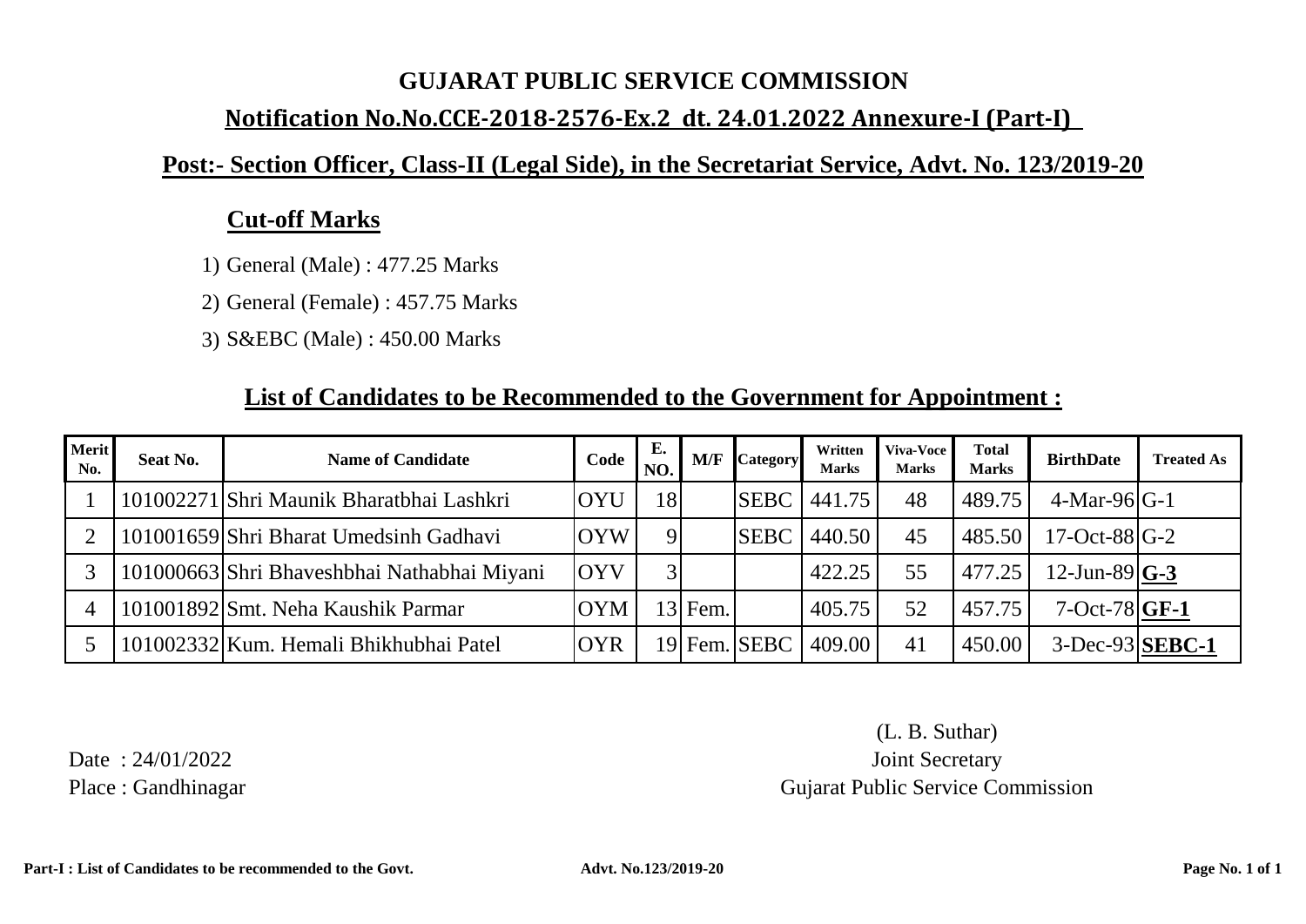# GUJARAT PUBLIC SERVICE COMMISSION

## Notification No.No.CCE-2018-2576-Ex.2 dt. 24.01.2022 Annexure-I (Part-I)

## Post:- Section Officer, Class-II (Legal Side), in the Secretariat Service, Advt. No. 123/2019-20

### Cut-off Marks

1) General (Male) : 477.25 Marks
2) General (Female) : 457.75 Marks
3) S&EBC (Male) : 450.00 Marks

### List of Candidates to be Recommended to the Government for Appointment :

| Merit No. | Seat No. | Name of Candidate | Code | E. NO. | M/F | Category | Written Marks | Viva-Voce Marks | Total Marks | BirthDate | Treated As |
|---|---|---|---|---|---|---|---|---|---|---|---|
| 1 | 101002271 | Shri Maunik Bharatbhai Lashkri | OYU | 18 | | SEBC | 441.75 | 48 | 489.75 | 4-Mar-96 | G-1 |
| 2 | 101001659 | Shri Bharat Umedsinh Gadhavi | OYW | 9 | | SEBC | 440.50 | 45 | 485.50 | 17-Oct-88 | G-2 |
| 3 | 101000663 | Shri Bhaveshbhai Nathabhai Miyani | OYV | 3 | | | 422.25 | 55 | 477.25 | 12-Jun-89 | **G-3** |
| 4 | 101001892 | Smt. Neha Kaushik Parmar | OYM | 13 | Fem. | | 405.75 | 52 | 457.75 | 7-Oct-78 | **GF-1** |
| 5 | 101002332 | Kum. Hemali Bhikhubhai Patel | OYR | 19 | Fem. | SEBC | 409.00 | 41 | 450.00 | 3-Dec-93 | **SEBC-1** |

Date : 24/01/2022
Place : Gandhinagar

(L. B. Suthar)
Joint Secretary
Gujarat Public Service Commission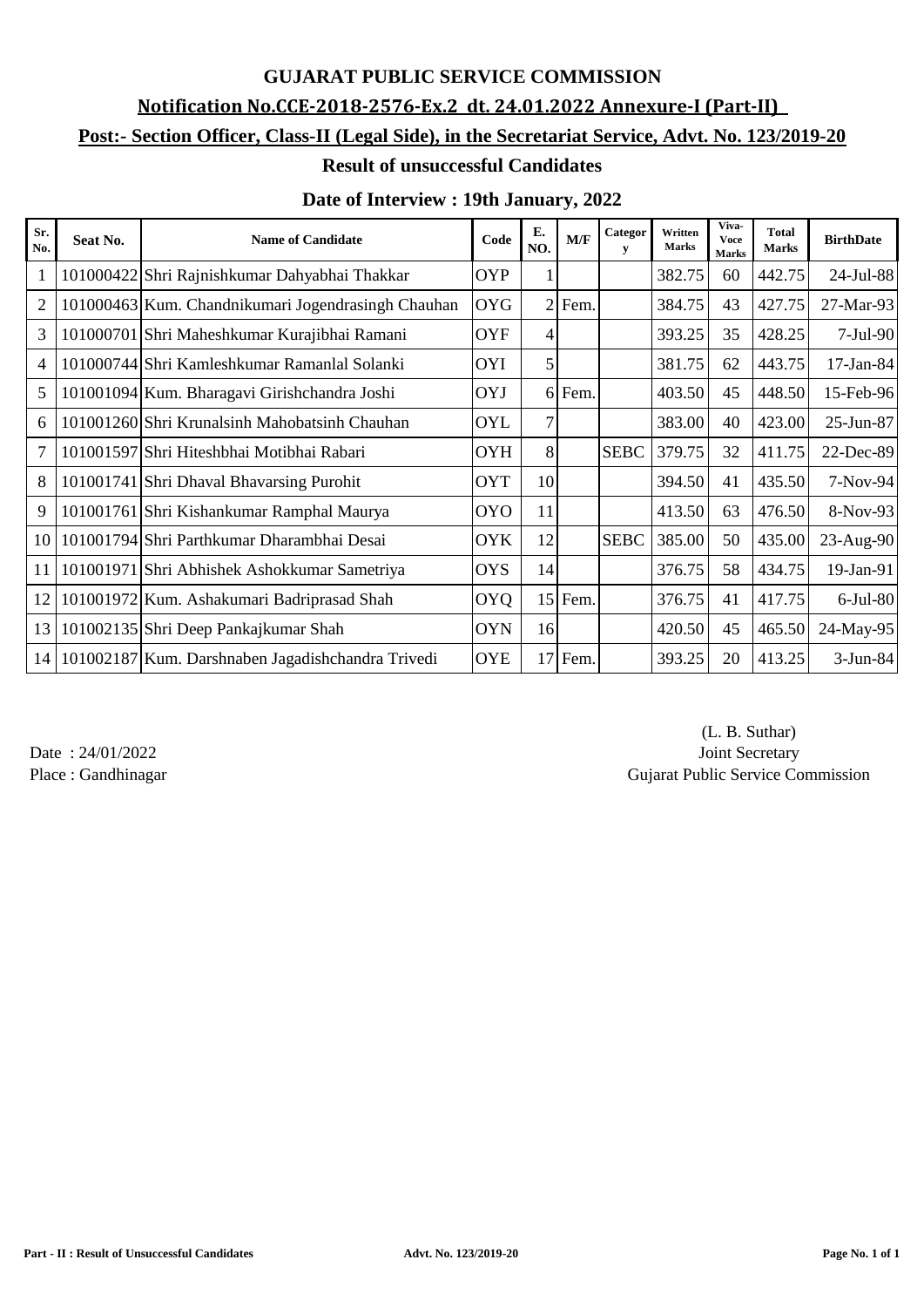# GUJARAT PUBLIC SERVICE COMMISSION

## Notification No.CCE-2018-2576-Ex.2 dt. 24.01.2022 Annexure-I (Part-II)

## Post:- Section Officer, Class-II (Legal Side), in the Secretariat Service, Advt. No. 123/2019-20

### Result of unsuccessful Candidates

### Date of Interview : 19th January, 2022

| Sr. No. | Seat No. | Name of Candidate | Code | E. NO. | M/F | Category | Written Marks | Viva-Voce Marks | Total Marks | BirthDate |
|---|---|---|---|---|---|---|---|---|---|---|
| 1 | 101000422 | Shri Rajnishkumar Dahyabhai Thakkar | OYP | 1 | | | 382.75 | 60 | 442.75 | 24-Jul-88 |
| 2 | 101000463 | Kum. Chandnikumari Jogendrasingh Chauhan | OYG | 2 | Fem. | | 384.75 | 43 | 427.75 | 27-Mar-93 |
| 3 | 101000701 | Shri Maheshkumar Kurajibhai Ramani | OYF | 4 | | | 393.25 | 35 | 428.25 | 7-Jul-90 |
| 4 | 101000744 | Shri Kamleshkumar Ramanlal Solanki | OYI | 5 | | | 381.75 | 62 | 443.75 | 17-Jan-84 |
| 5 | 101001094 | Kum. Bharagavi Girishchandra Joshi | OYJ | 6 | Fem. | | 403.50 | 45 | 448.50 | 15-Feb-96 |
| 6 | 101001260 | Shri Krunalsinh Mahobatsinh Chauhan | OYL | 7 | | | 383.00 | 40 | 423.00 | 25-Jun-87 |
| 7 | 101001597 | Shri Hiteshbhai Motibhai Rabari | OYH | 8 | | SEBC | 379.75 | 32 | 411.75 | 22-Dec-89 |
| 8 | 101001741 | Shri Dhaval Bhavarsing Purohit | OYT | 10 | | | 394.50 | 41 | 435.50 | 7-Nov-94 |
| 9 | 101001761 | Shri Kishankumar Ramphal Maurya | OYO | 11 | | | 413.50 | 63 | 476.50 | 8-Nov-93 |
| 10 | 101001794 | Shri Parthkumar Dharambhai Desai | OYK | 12 | | SEBC | 385.00 | 50 | 435.00 | 23-Aug-90 |
| 11 | 101001971 | Shri Abhishek Ashokkumar Sametriya | OYS | 14 | | | 376.75 | 58 | 434.75 | 19-Jan-91 |
| 12 | 101001972 | Kum. Ashakumari Badriprasad Shah | OYQ | 15 | Fem. | | 376.75 | 41 | 417.75 | 6-Jul-80 |
| 13 | 101002135 | Shri Deep Pankajkumar Shah | OYN | 16 | | | 420.50 | 45 | 465.50 | 24-May-95 |
| 14 | 101002187 | Kum. Darshnaben Jagadishchandra Trivedi | OYE | 17 | Fem. | | 393.25 | 20 | 413.25 | 3-Jun-84 |

Date : 24/01/2022
Place : Gandhinagar

(L. B. Suthar)
Joint Secretary
Gujarat Public Service Commission